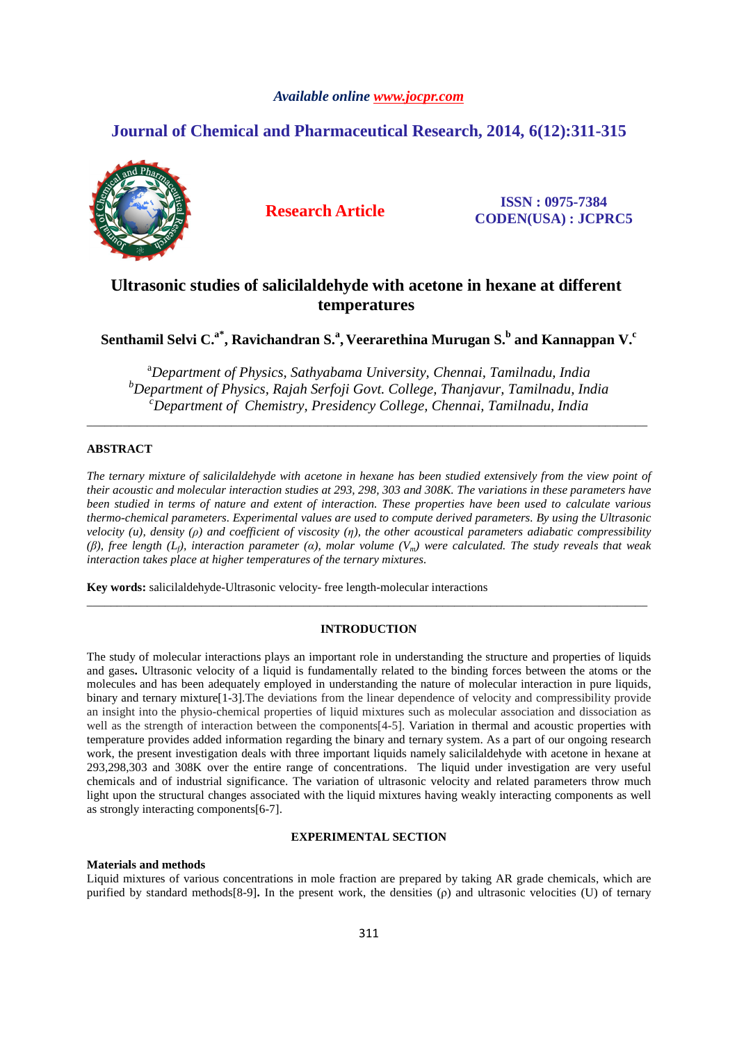*Available online www.jocpr.com*

# Journal of Chemical and Pharmaceutical Research, 2014, 6(12):311-315

**Research Article**

**ISSN : 0975-7384**
**CODEN(USA) : JCPRC5**

# Ultrasonic studies of salicilaldehyde with acetone in hexane at different temperatures

**Senthamil Selvi C.[a*], Ravichandran S.[a], Veerarethina Murugan S.[b] and Kannappan V.[c]**

[a]*Department of Physics, Sathyabama University, Chennai, Tamilnadu, India*
[b]*Department of Physics, Rajah Serfoji Govt. College, Thanjavur, Tamilnadu, India*
[c]*Department of Chemistry, Presidency College, Chennai, Tamilnadu, India*

---

## ABSTRACT

*The ternary mixture of salicilaldehyde with acetone in hexane has been studied extensively from the view point of their acoustic and molecular interaction studies at 293, 298, 303 and 308K. The variations in these parameters have been studied in terms of nature and extent of interaction. These properties have been used to calculate various thermo-chemical parameters. Experimental values are used to compute derived parameters. By using the Ultrasonic velocity (u), density (ρ) and coefficient of viscosity (η), the other acoustical parameters adiabatic compressibility (β), free length ($L_f$), interaction parameter (α), molar volume ($V_m$) were calculated. The study reveals that weak interaction takes place at higher temperatures of the ternary mixtures.*

**Key words:** salicilaldehyde-Ultrasonic velocity- free length-molecular interactions

---

## INTRODUCTION

The study of molecular interactions plays an important role in understanding the structure and properties of liquids and gases**.** Ultrasonic velocity of a liquid is fundamentally related to the binding forces between the atoms or the molecules and has been adequately employed in understanding the nature of molecular interaction in pure liquids, binary and ternary mixture[1-3].The deviations from the linear dependence of velocity and compressibility provide an insight into the physio-chemical properties of liquid mixtures such as molecular association and dissociation as well as the strength of interaction between the components[4-5]. Variation in thermal and acoustic properties with temperature provides added information regarding the binary and ternary system. As a part of our ongoing research work, the present investigation deals with three important liquids namely salicilaldehyde with acetone in hexane at 293,298,303 and 308K over the entire range of concentrations. The liquid under investigation are very useful chemicals and of industrial significance. The variation of ultrasonic velocity and related parameters throw much light upon the structural changes associated with the liquid mixtures having weakly interacting components as well as strongly interacting components[6-7].

## EXPERIMENTAL SECTION

### Materials and methods

Liquid mixtures of various concentrations in mole fraction are prepared by taking AR grade chemicals, which are purified by standard methods[8-9]**.** In the present work, the densities (ρ) and ultrasonic velocities (U) of ternary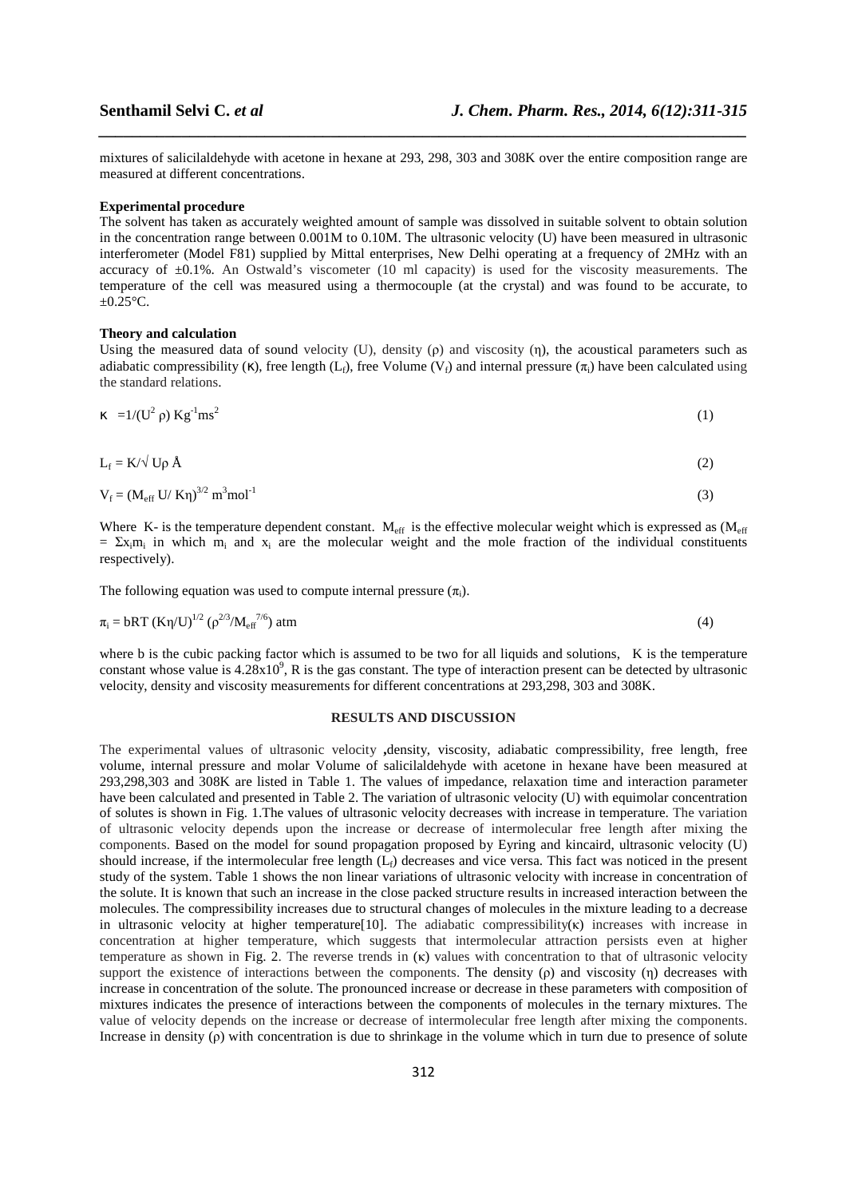mixtures of salicilaldehyde with acetone in hexane at 293, 298, 303 and 308K over the entire composition range are measured at different concentrations.

**Experimental procedure**

The solvent has taken as accurately weighted amount of sample was dissolved in suitable solvent to obtain solution in the concentration range between 0.001M to 0.10M. The ultrasonic velocity (U) have been measured in ultrasonic interferometer (Model F81) supplied by Mittal enterprises, New Delhi operating at a frequency of 2MHz with an accuracy of ±0.1%. An Ostwald's viscometer (10 ml capacity) is used for the viscosity measurements. The temperature of the cell was measured using a thermocouple (at the crystal) and was found to be accurate, to ±0.25°C.

**Theory and calculation**

Using the measured data of sound velocity (U), density (ρ) and viscosity (η), the acoustical parameters such as adiabatic compressibility (κ), free length ($L_f$), free Volume ($V_f$) and internal pressure ($\pi_i$) have been calculated using the standard relations.

$$\kappa = 1/(U^2 \rho) \ Kg^{-1}ms^2 \tag{1}$$

$$L_f = K/\sqrt{U\rho} \ Å \tag{2}$$

$$V_f = (M_{eff} U/ K\eta)^{3/2} \ m^3mol^{-1} \tag{3}$$

Where K- is the temperature dependent constant. $M_{eff}$ is the effective molecular weight which is expressed as ($M_{eff} = \Sigma x_i m_i$ in which $m_i$ and $x_i$ are the molecular weight and the mole fraction of the individual constituents respectively).

The following equation was used to compute internal pressure ($\pi_i$).

$$\pi_i = bRT \, (K\eta/U)^{1/2} \, (\rho^{2/3}/M_{eff}^{7/6}) \ atm \tag{4}$$

where b is the cubic packing factor which is assumed to be two for all liquids and solutions, K is the temperature constant whose value is $4.28 \times 10^9$, R is the gas constant. The type of interaction present can be detected by ultrasonic velocity, density and viscosity measurements for different concentrations at 293,298, 303 and 308K.

## RESULTS AND DISCUSSION

The experimental values of ultrasonic velocity ,density, viscosity, adiabatic compressibility, free length, free volume, internal pressure and molar Volume of salicilaldehyde with acetone in hexane have been measured at 293,298,303 and 308K are listed in Table 1. The values of impedance, relaxation time and interaction parameter have been calculated and presented in Table 2. The variation of ultrasonic velocity (U) with equimolar concentration of solutes is shown in Fig. 1.The values of ultrasonic velocity decreases with increase in temperature. The variation of ultrasonic velocity depends upon the increase or decrease of intermolecular free length after mixing the components. Based on the model for sound propagation proposed by Eyring and kincaird, ultrasonic velocity (U) should increase, if the intermolecular free length ($L_f$) decreases and vice versa. This fact was noticed in the present study of the system. Table 1 shows the non linear variations of ultrasonic velocity with increase in concentration of the solute. It is known that such an increase in the close packed structure results in increased interaction between the molecules. The compressibility increases due to structural changes of molecules in the mixture leading to a decrease in ultrasonic velocity at higher temperature[10]. The adiabatic compressibility(κ) increases with increase in concentration at higher temperature, which suggests that intermolecular attraction persists even at higher temperature as shown in Fig. 2. The reverse trends in (κ) values with concentration to that of ultrasonic velocity support the existence of interactions between the components. The density (ρ) and viscosity (η) decreases with increase in concentration of the solute. The pronounced increase or decrease in these parameters with composition of mixtures indicates the presence of interactions between the components of molecules in the ternary mixtures. The value of velocity depends on the increase or decrease of intermolecular free length after mixing the components. Increase in density (ρ) with concentration is due to shrinkage in the volume which in turn due to presence of solute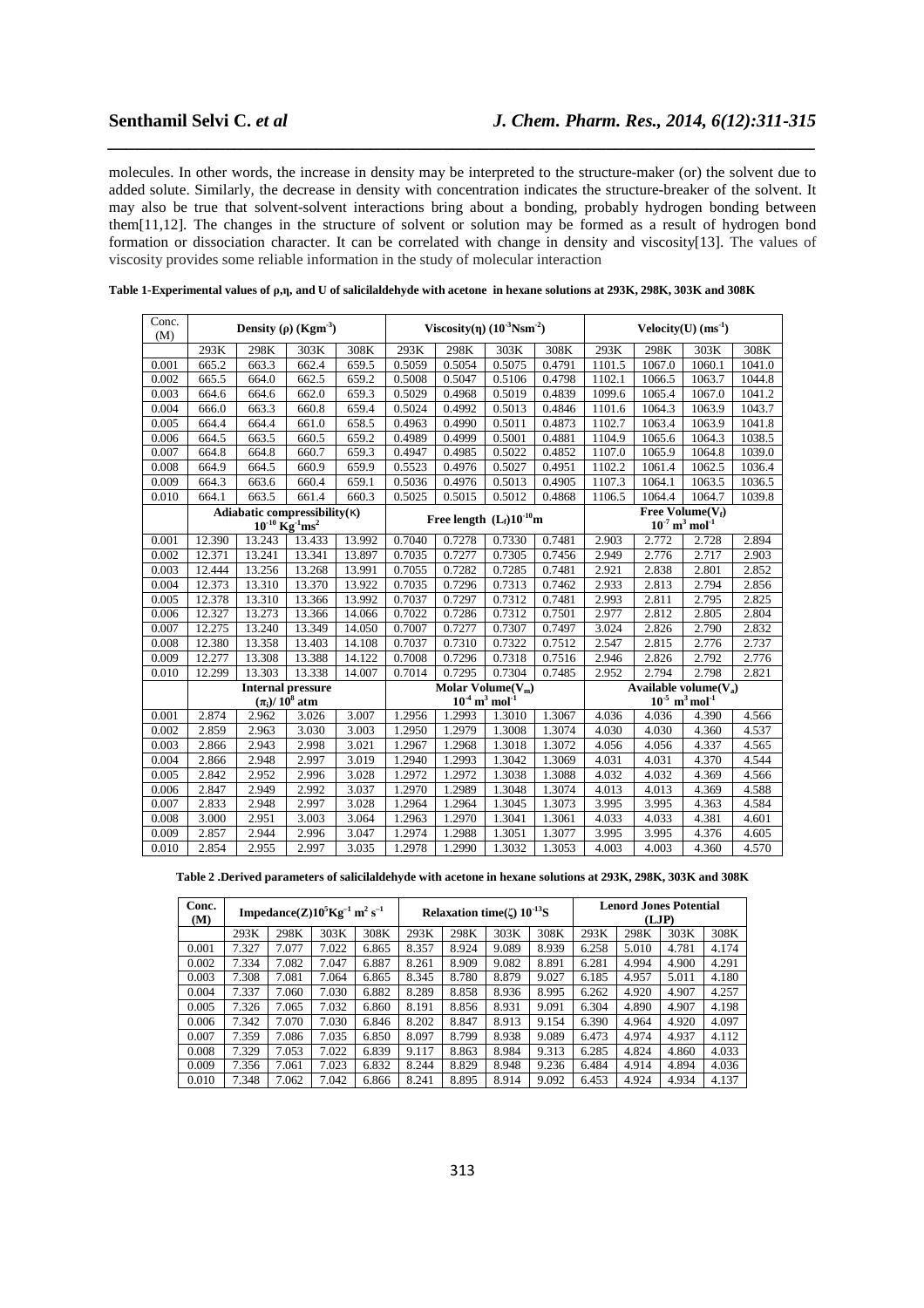molecules. In other words, the increase in density may be interpreted to the structure-maker (or) the solvent due to added solute. Similarly, the decrease in density with concentration indicates the structure-breaker of the solvent. It may also be true that solvent-solvent interactions bring about a bonding, probably hydrogen bonding between them[11,12]. The changes in the structure of solvent or solution may be formed as a result of hydrogen bond formation or dissociation character. It can be correlated with change in density and viscosity[13]. The values of viscosity provides some reliable information in the study of molecular interaction

**Table 1-Experimental values of ρ,η, and U of salicilaldehyde with acetone in hexane solutions at 293K, 298K, 303K and 308K**

| Conc. (M) | Density (ρ) ($Kgm^{-3}$) | | | | Viscosity(η) ($10^{-3}Nsm^{-2}$) | | | | Velocity(U) ($ms^{-1}$) | | | |
|---|---|---|---|---|---|---|---|---|---|---|---|---|
| | 293K | 298K | 303K | 308K | 293K | 298K | 303K | 308K | 293K | 298K | 303K | 308K |
| 0.001 | 665.2 | 663.3 | 662.4 | 659.5 | 0.5059 | 0.5054 | 0.5075 | 0.4791 | 1101.5 | 1067.0 | 1060.1 | 1041.0 |
| 0.002 | 665.5 | 664.0 | 662.5 | 659.2 | 0.5008 | 0.5047 | 0.5106 | 0.4798 | 1102.1 | 1066.5 | 1063.7 | 1044.8 |
| 0.003 | 664.6 | 664.6 | 662.0 | 659.3 | 0.5029 | 0.4968 | 0.5019 | 0.4839 | 1099.6 | 1065.4 | 1067.0 | 1041.2 |
| 0.004 | 666.0 | 663.3 | 660.8 | 659.4 | 0.5024 | 0.4992 | 0.5013 | 0.4846 | 1101.6 | 1064.3 | 1063.9 | 1043.7 |
| 0.005 | 664.4 | 664.4 | 661.0 | 658.5 | 0.4963 | 0.4990 | 0.5011 | 0.4873 | 1102.7 | 1063.4 | 1063.9 | 1041.8 |
| 0.006 | 664.5 | 663.5 | 660.5 | 659.2 | 0.4989 | 0.4999 | 0.5001 | 0.4881 | 1104.9 | 1065.6 | 1064.3 | 1038.5 |
| 0.007 | 664.8 | 664.8 | 660.7 | 659.3 | 0.4947 | 0.4985 | 0.5022 | 0.4852 | 1107.0 | 1065.9 | 1064.8 | 1039.0 |
| 0.008 | 664.9 | 664.5 | 660.9 | 659.9 | 0.5523 | 0.4976 | 0.5027 | 0.4951 | 1102.2 | 1061.4 | 1062.5 | 1036.4 |
| 0.009 | 664.3 | 663.6 | 660.4 | 659.1 | 0.5036 | 0.4976 | 0.5013 | 0.4905 | 1107.3 | 1064.1 | 1063.5 | 1036.5 |
| 0.010 | 664.1 | 663.5 | 661.4 | 660.3 | 0.5025 | 0.5015 | 0.5012 | 0.4868 | 1106.5 | 1064.4 | 1064.7 | 1039.8 |
| | Adiabatic compressibility(κ) $10^{-10}$ $Kg^{-1}ms^{2}$ | | | | Free length ($L_f$)$10^{-10}$m | | | | Free Volume($V_f$) $10^{-7}$ $m^3$ $mol^{-1}$ | | | |
| 0.001 | 12.390 | 13.243 | 13.433 | 13.992 | 0.7040 | 0.7278 | 0.7330 | 0.7481 | 2.903 | 2.772 | 2.728 | 2.894 |
| 0.002 | 12.371 | 13.241 | 13.341 | 13.897 | 0.7035 | 0.7277 | 0.7305 | 0.7456 | 2.949 | 2.776 | 2.717 | 2.903 |
| 0.003 | 12.444 | 13.256 | 13.268 | 13.991 | 0.7055 | 0.7282 | 0.7285 | 0.7481 | 2.921 | 2.838 | 2.801 | 2.852 |
| 0.004 | 12.373 | 13.310 | 13.370 | 13.922 | 0.7035 | 0.7296 | 0.7313 | 0.7462 | 2.933 | 2.813 | 2.794 | 2.856 |
| 0.005 | 12.378 | 13.310 | 13.366 | 13.992 | 0.7037 | 0.7297 | 0.7312 | 0.7481 | 2.993 | 2.811 | 2.795 | 2.825 |
| 0.006 | 12.327 | 13.273 | 13.366 | 14.066 | 0.7022 | 0.7286 | 0.7312 | 0.7501 | 2.977 | 2.812 | 2.805 | 2.804 |
| 0.007 | 12.275 | 13.240 | 13.349 | 14.050 | 0.7007 | 0.7277 | 0.7307 | 0.7497 | 3.024 | 2.826 | 2.790 | 2.832 |
| 0.008 | 12.380 | 13.358 | 13.403 | 14.108 | 0.7037 | 0.7310 | 0.7322 | 0.7512 | 2.547 | 2.815 | 2.776 | 2.737 |
| 0.009 | 12.277 | 13.308 | 13.388 | 14.122 | 0.7008 | 0.7296 | 0.7318 | 0.7516 | 2.946 | 2.826 | 2.792 | 2.776 |
| 0.010 | 12.299 | 13.303 | 13.338 | 14.007 | 0.7014 | 0.7295 | 0.7304 | 0.7485 | 2.952 | 2.794 | 2.798 | 2.821 |
| | Internal pressure ($\pi_i$)/ $10^8$ atm | | | | Molar Volume($V_m$) $10^{-4}$ $m^3$ $mol^{-1}$ | | | | Available volume($V_a$) $10^{-5}$ $m^3$ $mol^{-1}$ | | | |
| 0.001 | 2.874 | 2.962 | 3.026 | 3.007 | 1.2956 | 1.2993 | 1.3010 | 1.3067 | 4.036 | 4.036 | 4.390 | 4.566 |
| 0.002 | 2.859 | 2.963 | 3.030 | 3.003 | 1.2950 | 1.2979 | 1.3008 | 1.3074 | 4.030 | 4.030 | 4.360 | 4.537 |
| 0.003 | 2.866 | 2.943 | 2.998 | 3.021 | 1.2967 | 1.2968 | 1.3018 | 1.3072 | 4.056 | 4.056 | 4.337 | 4.565 |
| 0.004 | 2.866 | 2.948 | 2.997 | 3.019 | 1.2940 | 1.2993 | 1.3042 | 1.3069 | 4.031 | 4.031 | 4.370 | 4.544 |
| 0.005 | 2.842 | 2.952 | 2.996 | 3.028 | 1.2972 | 1.2972 | 1.3038 | 1.3088 | 4.032 | 4.032 | 4.369 | 4.566 |
| 0.006 | 2.847 | 2.949 | 2.992 | 3.037 | 1.2970 | 1.2989 | 1.3048 | 1.3074 | 4.013 | 4.013 | 4.369 | 4.588 |
| 0.007 | 2.833 | 2.948 | 2.997 | 3.028 | 1.2964 | 1.2964 | 1.3045 | 1.3073 | 3.995 | 3.995 | 4.363 | 4.584 |
| 0.008 | 3.000 | 2.951 | 3.003 | 3.064 | 1.2963 | 1.2970 | 1.3041 | 1.3061 | 4.033 | 4.033 | 4.381 | 4.601 |
| 0.009 | 2.857 | 2.944 | 2.996 | 3.047 | 1.2974 | 1.2988 | 1.3051 | 1.3077 | 3.995 | 3.995 | 4.376 | 4.605 |
| 0.010 | 2.854 | 2.955 | 2.997 | 3.035 | 1.2978 | 1.2990 | 1.3032 | 1.3053 | 4.003 | 4.003 | 4.360 | 4.570 |

**Table 2 .Derived parameters of salicilaldehyde with acetone in hexane solutions at 293K, 298K, 303K and 308K**

| Conc. (M) | Impedance(Z)$10^5Kg^{-1}$ $m^2$ $s^{-1}$ | | | | Relaxation time(ζ) $10^{-13}$S | | | | Lenord Jones Potential (LJP) | | | |
|---|---|---|---|---|---|---|---|---|---|---|---|---|
| | 293K | 298K | 303K | 308K | 293K | 298K | 303K | 308K | 293K | 298K | 303K | 308K |
| 0.001 | 7.327 | 7.077 | 7.022 | 6.865 | 8.357 | 8.924 | 9.089 | 8.939 | 6.258 | 5.010 | 4.781 | 4.174 |
| 0.002 | 7.334 | 7.082 | 7.047 | 6.887 | 8.261 | 8.909 | 9.082 | 8.891 | 6.281 | 4.994 | 4.900 | 4.291 |
| 0.003 | 7.308 | 7.081 | 7.064 | 6.865 | 8.345 | 8.780 | 8.879 | 9.027 | 6.185 | 4.957 | 5.011 | 4.180 |
| 0.004 | 7.337 | 7.060 | 7.030 | 6.882 | 8.289 | 8.858 | 8.936 | 8.995 | 6.262 | 4.920 | 4.907 | 4.257 |
| 0.005 | 7.326 | 7.065 | 7.032 | 6.860 | 8.191 | 8.856 | 8.931 | 9.091 | 6.304 | 4.890 | 4.907 | 4.198 |
| 0.006 | 7.342 | 7.070 | 7.030 | 6.846 | 8.202 | 8.847 | 8.913 | 9.154 | 6.390 | 4.964 | 4.920 | 4.097 |
| 0.007 | 7.359 | 7.086 | 7.035 | 6.850 | 8.097 | 8.799 | 8.938 | 9.089 | 6.473 | 4.974 | 4.937 | 4.112 |
| 0.008 | 7.329 | 7.053 | 7.022 | 6.839 | 9.117 | 8.863 | 8.984 | 9.313 | 6.285 | 4.824 | 4.860 | 4.033 |
| 0.009 | 7.356 | 7.061 | 7.023 | 6.832 | 8.244 | 8.829 | 8.948 | 9.236 | 6.484 | 4.914 | 4.894 | 4.036 |
| 0.010 | 7.348 | 7.062 | 7.042 | 6.866 | 8.241 | 8.895 | 8.914 | 9.092 | 6.453 | 4.924 | 4.934 | 4.137 |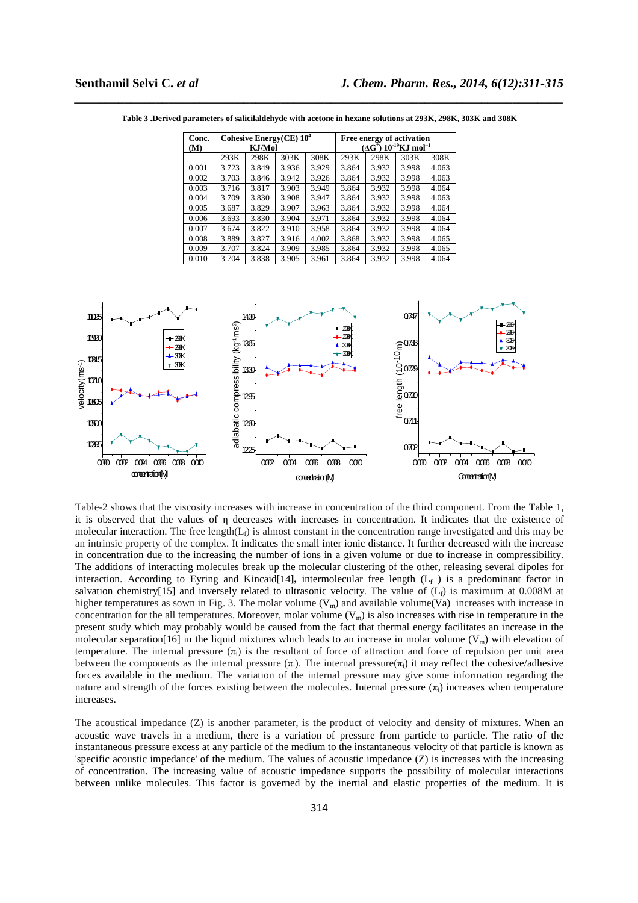**Table 3 .Derived parameters of salicilaldehyde with acetone in hexane solutions at 293K, 298K, 303K and 308K**

| Conc. (M) | Cohesive Energy(CE) $10^4$ KJ/Mol | | | | Free energy of activation ($\Delta G^*$) $10^{-19}$KJ $mol^{-1}$ | | | |
|---|---|---|---|---|---|---|---|---|
| | 293K | 298K | 303K | 308K | 293K | 298K | 303K | 308K |
| 0.001 | 3.723 | 3.849 | 3.936 | 3.929 | 3.864 | 3.932 | 3.998 | 4.063 |
| 0.002 | 3.703 | 3.846 | 3.942 | 3.926 | 3.864 | 3.932 | 3.998 | 4.063 |
| 0.003 | 3.716 | 3.817 | 3.903 | 3.949 | 3.864 | 3.932 | 3.998 | 4.064 |
| 0.004 | 3.709 | 3.830 | 3.908 | 3.947 | 3.864 | 3.932 | 3.998 | 4.063 |
| 0.005 | 3.687 | 3.829 | 3.907 | 3.963 | 3.864 | 3.932 | 3.998 | 4.064 |
| 0.006 | 3.693 | 3.830 | 3.904 | 3.971 | 3.864 | 3.932 | 3.998 | 4.064 |
| 0.007 | 3.674 | 3.822 | 3.910 | 3.958 | 3.864 | 3.932 | 3.998 | 4.064 |
| 0.008 | 3.889 | 3.827 | 3.916 | 4.002 | 3.868 | 3.932 | 3.998 | 4.065 |
| 0.009 | 3.707 | 3.824 | 3.909 | 3.985 | 3.864 | 3.932 | 3.998 | 4.065 |
| 0.010 | 3.704 | 3.838 | 3.905 | 3.961 | 3.864 | 3.932 | 3.998 | 4.064 |

Table-2 shows that the viscosity increases with increase in concentration of the third component. From the Table 1, it is observed that the values of η decreases with increases in concentration. It indicates that the existence of molecular interaction. The free length($L_f$) is almost constant in the concentration range investigated and this may be an intrinsic property of the complex. It indicates the small inter ionic distance. It further decreased with the increase in concentration due to the increasing the number of ions in a given volume or due to increase in compressibility. The additions of interacting molecules break up the molecular clustering of the other, releasing several dipoles for interaction. According to Eyring and Kincaid[14**],** intermolecular free length ($L_f$ ) is a predominant factor in salvation chemistry[15] and inversely related to ultrasonic velocity. The value of ($L_f$) is maximum at 0.008M at higher temperatures as sown in Fig. 3. The molar volume ($V_m$) and available volume(Va) increases with increase in concentration for the all temperatures. Moreover, molar volume ($V_m$) is also increases with rise in temperature in the present study which may probably would be caused from the fact that thermal energy facilitates an increase in the molecular separation[16] in the liquid mixtures which leads to an increase in molar volume ($V_m$) with elevation of temperature. The internal pressure ($\pi_i$) is the resultant of force of attraction and force of repulsion per unit area between the components as the internal pressure ($\pi_i$). The internal pressure($\pi_i$) it may reflect the cohesive/adhesive forces available in the medium. The variation of the internal pressure may give some information regarding the nature and strength of the forces existing between the molecules. Internal pressure ($\pi_i$) increases when temperature increases.

The acoustical impedance (Z) is another parameter, is the product of velocity and density of mixtures. When an acoustic wave travels in a medium, there is a variation of pressure from particle to particle. The ratio of the instantaneous pressure excess at any particle of the medium to the instantaneous velocity of that particle is known as 'specific acoustic impedance' of the medium. The values of acoustic impedance (Z) is increases with the increasing of concentration. The increasing value of acoustic impedance supports the possibility of molecular interactions between unlike molecules. This factor is governed by the inertial and elastic properties of the medium. It is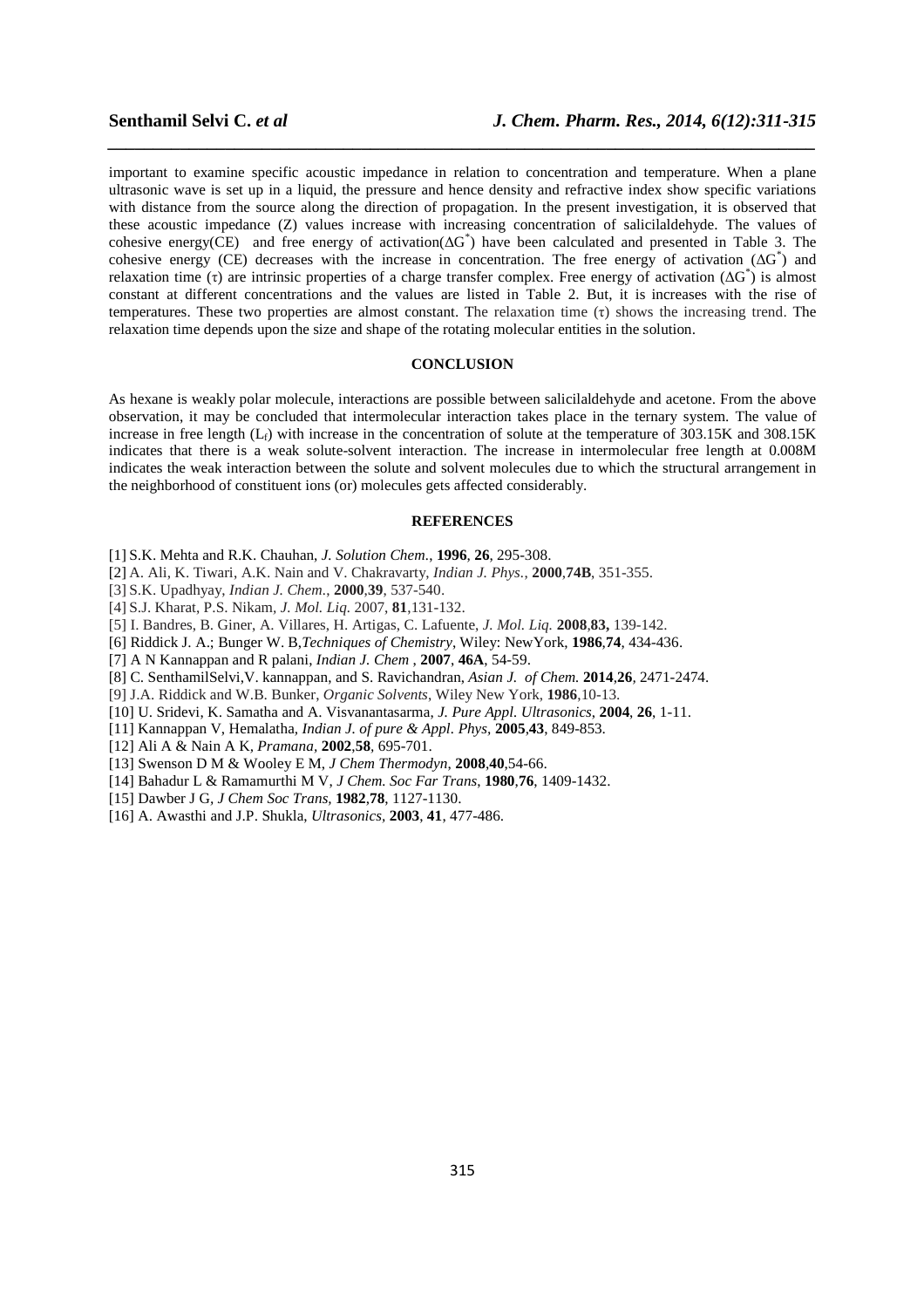important to examine specific acoustic impedance in relation to concentration and temperature. When a plane ultrasonic wave is set up in a liquid, the pressure and hence density and refractive index show specific variations with distance from the source along the direction of propagation. In the present investigation, it is observed that these acoustic impedance (Z) values increase with increasing concentration of salicilaldehyde. The values of cohesive energy(CE) and free energy of activation($\Delta G^*$) have been calculated and presented in Table 3. The cohesive energy (CE) decreases with the increase in concentration. The free energy of activation ($\Delta G^*$) and relaxation time ($\tau$) are intrinsic properties of a charge transfer complex. Free energy of activation ($\Delta G^*$) is almost constant at different concentrations and the values are listed in Table 2. But, it is increases with the rise of temperatures. These two properties are almost constant. The relaxation time ($\tau$) shows the increasing trend. The relaxation time depends upon the size and shape of the rotating molecular entities in the solution.

## CONCLUSION

As hexane is weakly polar molecule, interactions are possible between salicilaldehyde and acetone. From the above observation, it may be concluded that intermolecular interaction takes place in the ternary system. The value of increase in free length ($L_f$) with increase in the concentration of solute at the temperature of 303.15K and 308.15K indicates that there is a weak solute-solvent interaction. The increase in intermolecular free length at 0.008M indicates the weak interaction between the solute and solvent molecules due to which the structural arrangement in the neighborhood of constituent ions (or) molecules gets affected considerably.

## REFERENCES

[1] S.K. Mehta and R.K. Chauhan, *J. Solution Chem.*, **1996**, **26**, 295-308.
[2] A. Ali, K. Tiwari, A.K. Nain and V. Chakravarty, *Indian J. Phys.*, **2000**,**74B**, 351-355.
[3] S.K. Upadhyay, *Indian J. Chem.*, **2000**,**39**, 537-540.
[4] S.J. Kharat, P.S. Nikam, *J. Mol. Liq.* 2007, **81**,131-132.
[5] I. Bandres, B. Giner, A. Villares, H. Artigas, C. Lafuente, *J. Mol. Liq.* **2008**,**83,** 139-142.
[6] Riddick J. A.; Bunger W. B,*Techniques of Chemistry*, Wiley: NewYork, **1986**,**74**, 434-436.
[7] A N Kannappan and R palani, *Indian J. Chem* , **2007**, **46A**, 54-59.
[8] C. SenthamilSelvi,V. kannappan, and S. Ravichandran, *Asian J. of Chem.* **2014**,**26**, 2471-2474.
[9] J.A. Riddick and W.B. Bunker, *Organic Solvents*, Wiley New York, **1986**,10-13.
[10] U. Sridevi, K. Samatha and A. Visvanantasarma, *J. Pure Appl. Ultrasonics,* **2004**, **26**, 1-11.
[11] Kannappan V, Hemalatha, *Indian J. of pure & Appl. Phys,* **2005**,**43**, 849-853.
[12] Ali A & Nain A K, *Pramana*, **2002**,**58**, 695-701.
[13] Swenson D M & Wooley E M, *J Chem Thermodyn*, **2008**,**40**,54-66.
[14] Bahadur L & Ramamurthi M V, *J Chem. Soc Far Trans*, **1980**,**76**, 1409-1432.
[15] Dawber J G, *J Chem Soc Trans*, **1982**,**78**, 1127-1130.
[16] A. Awasthi and J.P. Shukla, *Ultrasonics*, **2003**, **41**, 477-486.